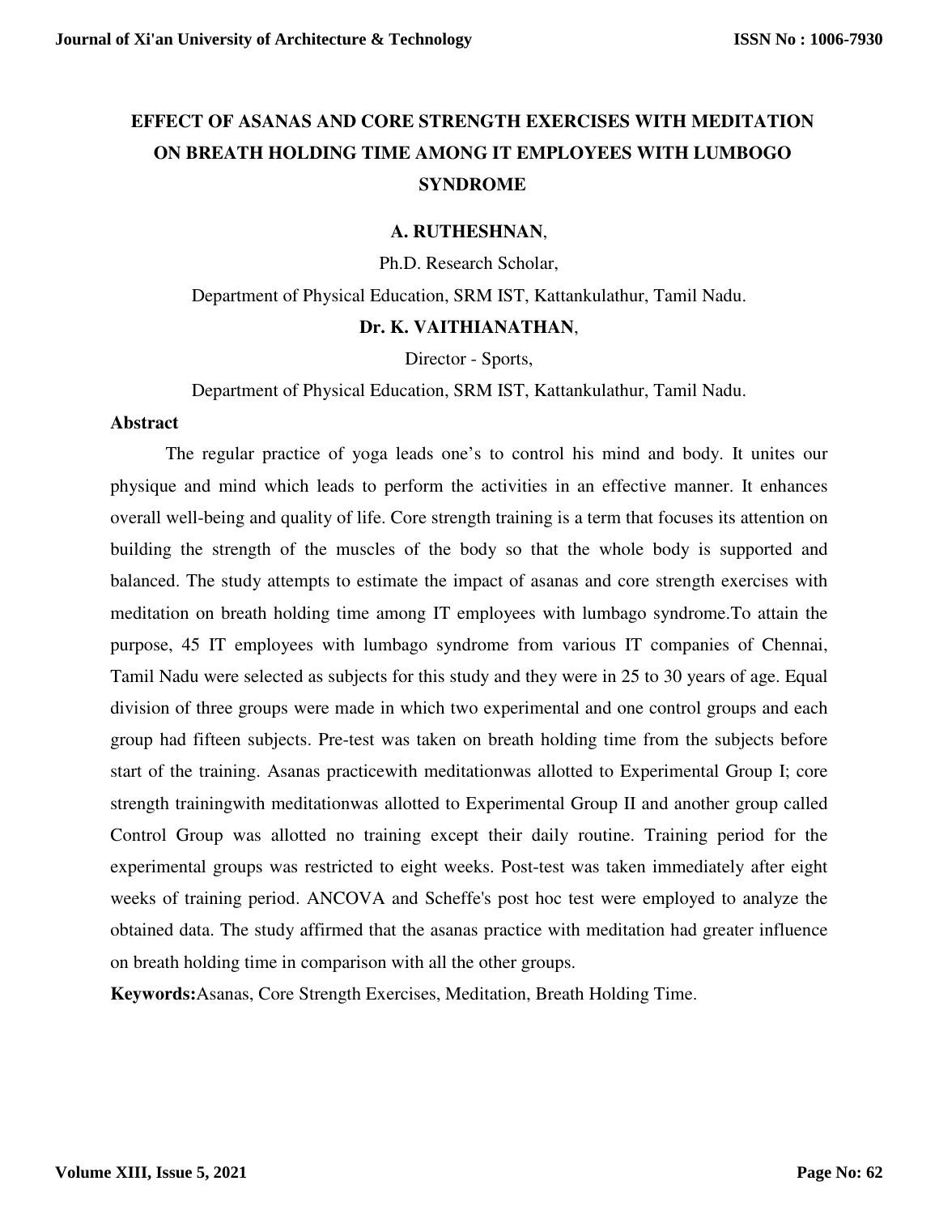# EFFECT OF ASANAS AND CORE STRENGTH EXERCISES WITH MEDITATION ON BREATH HOLDING TIME AMONG IT EMPLOYEES WITH LUMBOGO SYNDROME

**A. RUTHESHNAN**,

Ph.D. Research Scholar,

Department of Physical Education, SRM IST, Kattankulathur, Tamil Nadu.

**Dr. K. VAITHIANATHAN**,

Director - Sports,

Department of Physical Education, SRM IST, Kattankulathur, Tamil Nadu.

## Abstract

The regular practice of yoga leads one's to control his mind and body. It unites our physique and mind which leads to perform the activities in an effective manner. It enhances overall well-being and quality of life. Core strength training is a term that focuses its attention on building the strength of the muscles of the body so that the whole body is supported and balanced. The study attempts to estimate the impact of asanas and core strength exercises with meditation on breath holding time among IT employees with lumbago syndrome.To attain the purpose, 45 IT employees with lumbago syndrome from various IT companies of Chennai, Tamil Nadu were selected as subjects for this study and they were in 25 to 30 years of age. Equal division of three groups were made in which two experimental and one control groups and each group had fifteen subjects. Pre-test was taken on breath holding time from the subjects before start of the training. Asanas practicewith meditationwas allotted to Experimental Group I; core strength trainingwith meditationwas allotted to Experimental Group II and another group called Control Group was allotted no training except their daily routine. Training period for the experimental groups was restricted to eight weeks. Post-test was taken immediately after eight weeks of training period. ANCOVA and Scheffe's post hoc test were employed to analyze the obtained data. The study affirmed that the asanas practice with meditation had greater influence on breath holding time in comparison with all the other groups.

**Keywords:**Asanas, Core Strength Exercises, Meditation, Breath Holding Time.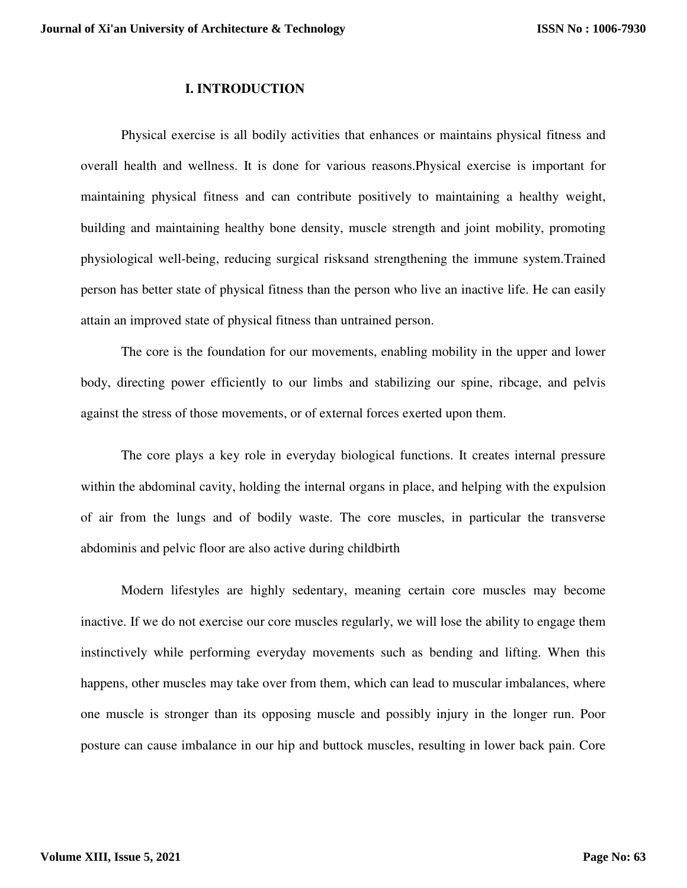## I. INTRODUCTION

Physical exercise is all bodily activities that enhances or maintains physical fitness and overall health and wellness. It is done for various reasons.Physical exercise is important for maintaining physical fitness and can contribute positively to maintaining a healthy weight, building and maintaining healthy bone density, muscle strength and joint mobility, promoting physiological well-being, reducing surgical risksand strengthening the immune system.Trained person has better state of physical fitness than the person who live an inactive life. He can easily attain an improved state of physical fitness than untrained person.

The core is the foundation for our movements, enabling mobility in the upper and lower body, directing power efficiently to our limbs and stabilizing our spine, ribcage, and pelvis against the stress of those movements, or of external forces exerted upon them.

The core plays a key role in everyday biological functions. It creates internal pressure within the abdominal cavity, holding the internal organs in place, and helping with the expulsion of air from the lungs and of bodily waste. The core muscles, in particular the transverse abdominis and pelvic floor are also active during childbirth

Modern lifestyles are highly sedentary, meaning certain core muscles may become inactive. If we do not exercise our core muscles regularly, we will lose the ability to engage them instinctively while performing everyday movements such as bending and lifting. When this happens, other muscles may take over from them, which can lead to muscular imbalances, where one muscle is stronger than its opposing muscle and possibly injury in the longer run. Poor posture can cause imbalance in our hip and buttock muscles, resulting in lower back pain. Core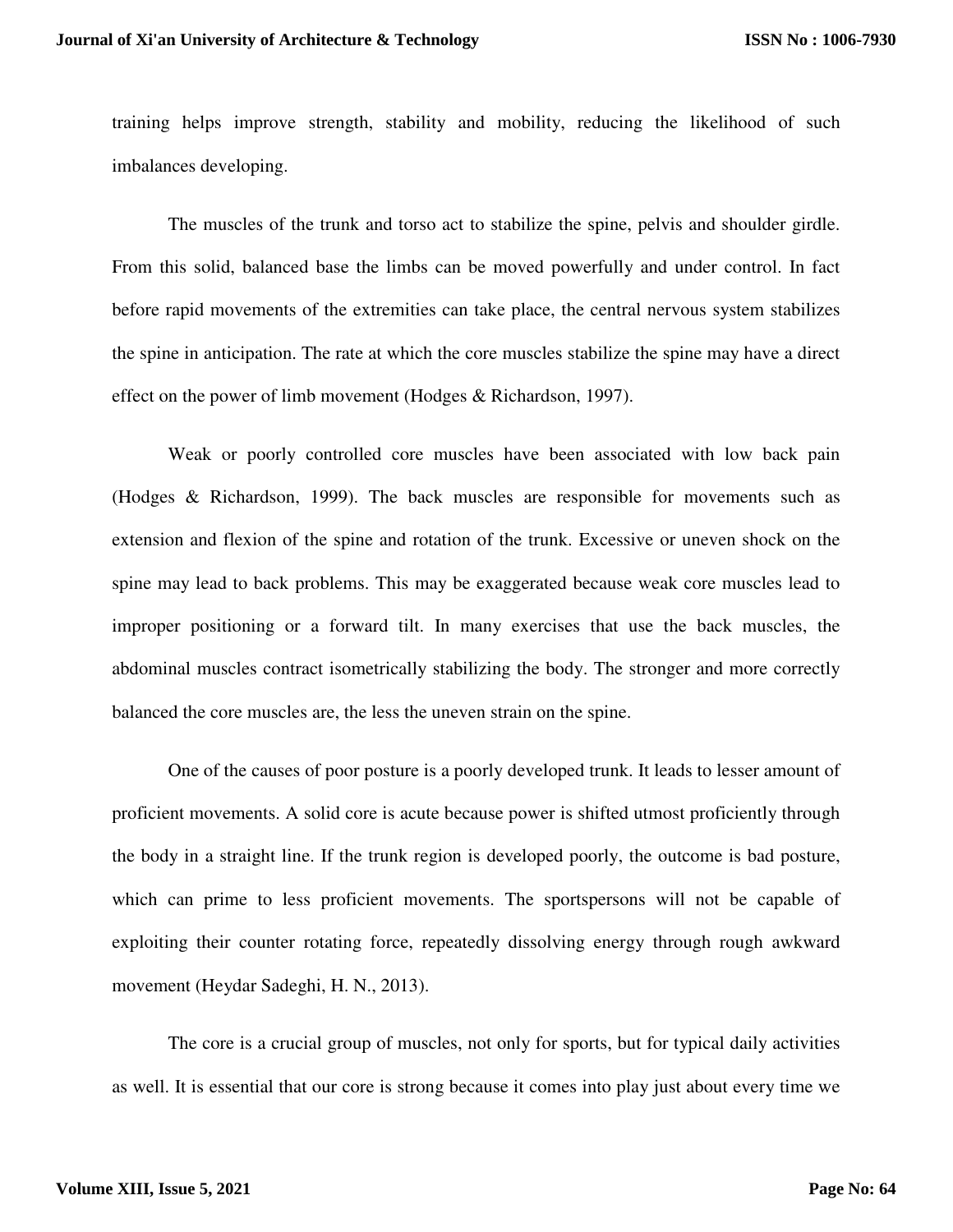training helps improve strength, stability and mobility, reducing the likelihood of such imbalances developing.

The muscles of the trunk and torso act to stabilize the spine, pelvis and shoulder girdle. From this solid, balanced base the limbs can be moved powerfully and under control. In fact before rapid movements of the extremities can take place, the central nervous system stabilizes the spine in anticipation. The rate at which the core muscles stabilize the spine may have a direct effect on the power of limb movement (Hodges & Richardson, 1997).

Weak or poorly controlled core muscles have been associated with low back pain (Hodges & Richardson, 1999). The back muscles are responsible for movements such as extension and flexion of the spine and rotation of the trunk. Excessive or uneven shock on the spine may lead to back problems. This may be exaggerated because weak core muscles lead to improper positioning or a forward tilt. In many exercises that use the back muscles, the abdominal muscles contract isometrically stabilizing the body. The stronger and more correctly balanced the core muscles are, the less the uneven strain on the spine.

One of the causes of poor posture is a poorly developed trunk. It leads to lesser amount of proficient movements. A solid core is acute because power is shifted utmost proficiently through the body in a straight line. If the trunk region is developed poorly, the outcome is bad posture, which can prime to less proficient movements. The sportspersons will not be capable of exploiting their counter rotating force, repeatedly dissolving energy through rough awkward movement (Heydar Sadeghi, H. N., 2013).

The core is a crucial group of muscles, not only for sports, but for typical daily activities as well. It is essential that our core is strong because it comes into play just about every time we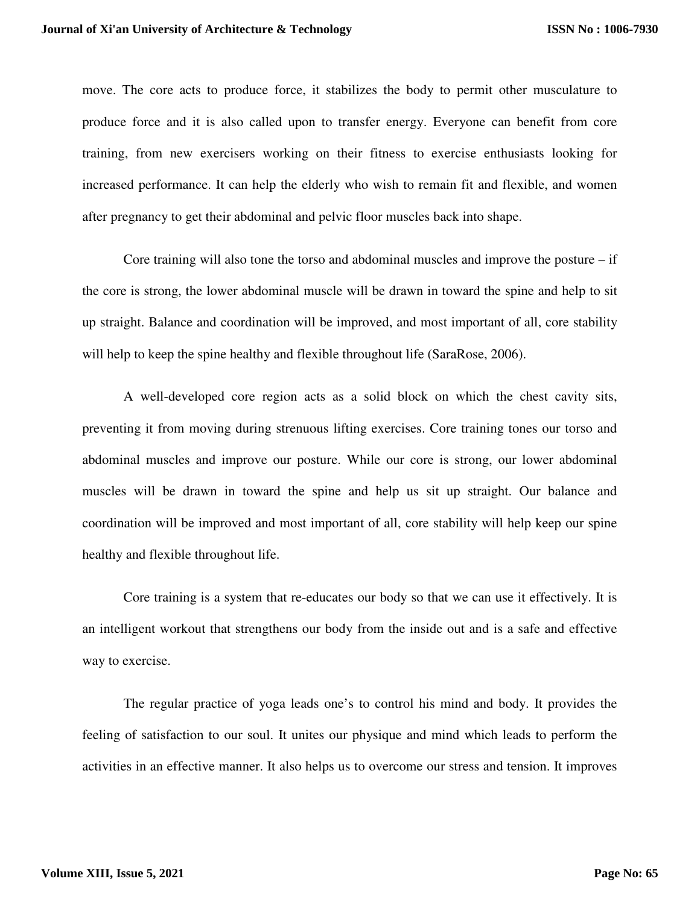move. The core acts to produce force, it stabilizes the body to permit other musculature to produce force and it is also called upon to transfer energy. Everyone can benefit from core training, from new exercisers working on their fitness to exercise enthusiasts looking for increased performance. It can help the elderly who wish to remain fit and flexible, and women after pregnancy to get their abdominal and pelvic floor muscles back into shape.

Core training will also tone the torso and abdominal muscles and improve the posture – if the core is strong, the lower abdominal muscle will be drawn in toward the spine and help to sit up straight. Balance and coordination will be improved, and most important of all, core stability will help to keep the spine healthy and flexible throughout life (SaraRose, 2006).

A well-developed core region acts as a solid block on which the chest cavity sits, preventing it from moving during strenuous lifting exercises. Core training tones our torso and abdominal muscles and improve our posture. While our core is strong, our lower abdominal muscles will be drawn in toward the spine and help us sit up straight. Our balance and coordination will be improved and most important of all, core stability will help keep our spine healthy and flexible throughout life.

Core training is a system that re-educates our body so that we can use it effectively. It is an intelligent workout that strengthens our body from the inside out and is a safe and effective way to exercise.

The regular practice of yoga leads one's to control his mind and body. It provides the feeling of satisfaction to our soul. It unites our physique and mind which leads to perform the activities in an effective manner. It also helps us to overcome our stress and tension. It improves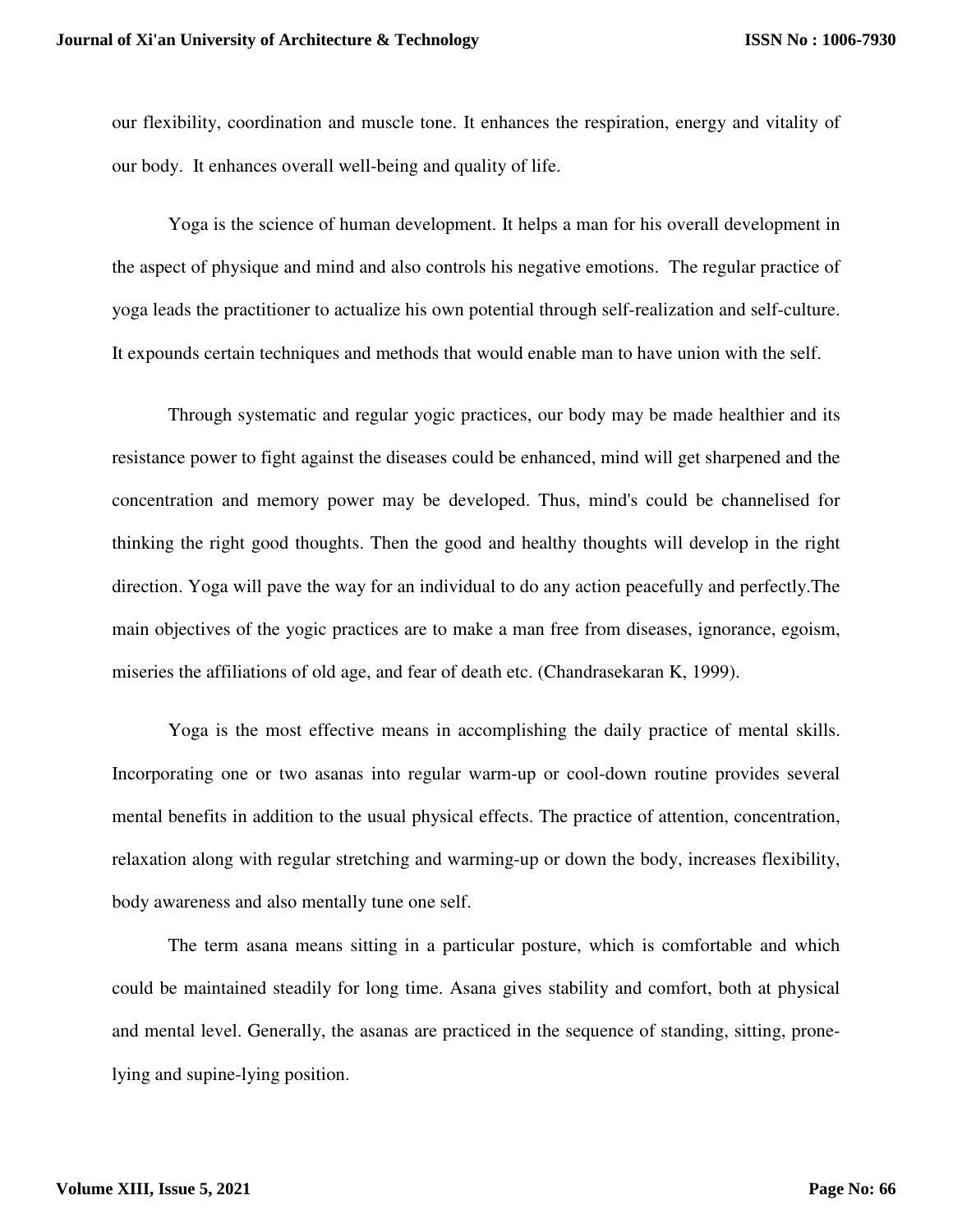our flexibility, coordination and muscle tone. It enhances the respiration, energy and vitality of our body. It enhances overall well-being and quality of life.

Yoga is the science of human development. It helps a man for his overall development in the aspect of physique and mind and also controls his negative emotions. The regular practice of yoga leads the practitioner to actualize his own potential through self-realization and self-culture. It expounds certain techniques and methods that would enable man to have union with the self.

Through systematic and regular yogic practices, our body may be made healthier and its resistance power to fight against the diseases could be enhanced, mind will get sharpened and the concentration and memory power may be developed. Thus, mind's could be channelised for thinking the right good thoughts. Then the good and healthy thoughts will develop in the right direction. Yoga will pave the way for an individual to do any action peacefully and perfectly.The main objectives of the yogic practices are to make a man free from diseases, ignorance, egoism, miseries the affiliations of old age, and fear of death etc. (Chandrasekaran K, 1999).

Yoga is the most effective means in accomplishing the daily practice of mental skills. Incorporating one or two asanas into regular warm-up or cool-down routine provides several mental benefits in addition to the usual physical effects. The practice of attention, concentration, relaxation along with regular stretching and warming-up or down the body, increases flexibility, body awareness and also mentally tune one self.

The term asana means sitting in a particular posture, which is comfortable and which could be maintained steadily for long time. Asana gives stability and comfort, both at physical and mental level. Generally, the asanas are practiced in the sequence of standing, sitting, prone-lying and supine-lying position.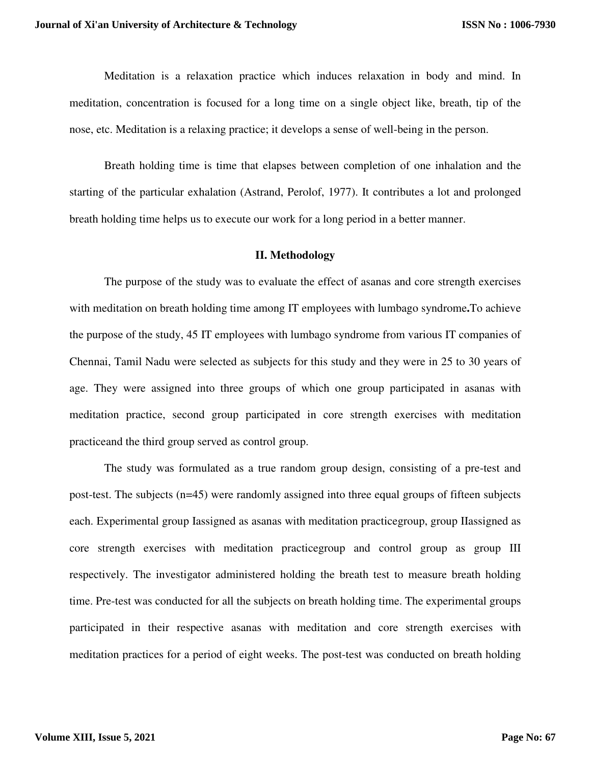Meditation is a relaxation practice which induces relaxation in body and mind. In meditation, concentration is focused for a long time on a single object like, breath, tip of the nose, etc. Meditation is a relaxing practice; it develops a sense of well-being in the person.

Breath holding time is time that elapses between completion of one inhalation and the starting of the particular exhalation (Astrand, Perolof, 1977). It contributes a lot and prolonged breath holding time helps us to execute our work for a long period in a better manner.

## II. Methodology

The purpose of the study was to evaluate the effect of asanas and core strength exercises with meditation on breath holding time among IT employees with lumbago syndrome**.**To achieve the purpose of the study, 45 IT employees with lumbago syndrome from various IT companies of Chennai, Tamil Nadu were selected as subjects for this study and they were in 25 to 30 years of age. They were assigned into three groups of which one group participated in asanas with meditation practice, second group participated in core strength exercises with meditation practiceand the third group served as control group.

The study was formulated as a true random group design, consisting of a pre-test and post-test. The subjects (n=45) were randomly assigned into three equal groups of fifteen subjects each. Experimental group Iassigned as asanas with meditation practicegroup, group IIassigned as core strength exercises with meditation practicegroup and control group as group III respectively. The investigator administered holding the breath test to measure breath holding time. Pre-test was conducted for all the subjects on breath holding time. The experimental groups participated in their respective asanas with meditation and core strength exercises with meditation practices for a period of eight weeks. The post-test was conducted on breath holding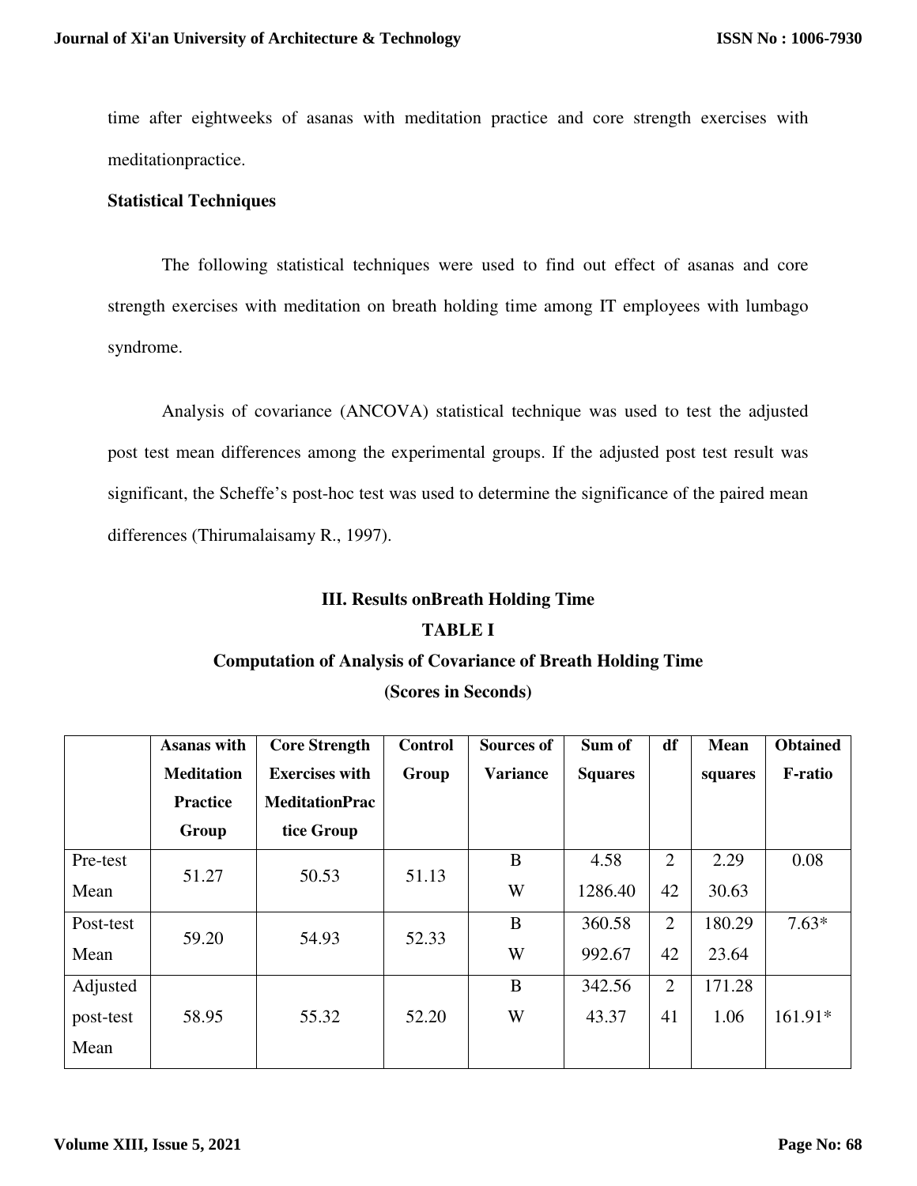time after eightweeks of asanas with meditation practice and core strength exercises with meditationpractice.

**Statistical Techniques**

The following statistical techniques were used to find out effect of asanas and core strength exercises with meditation on breath holding time among IT employees with lumbago syndrome.

Analysis of covariance (ANCOVA) statistical technique was used to test the adjusted post test mean differences among the experimental groups. If the adjusted post test result was significant, the Scheffe's post-hoc test was used to determine the significance of the paired mean differences (Thirumalaisamy R., 1997).

### III. Results onBreath Holding Time

**TABLE I**

**Computation of Analysis of Covariance of Breath Holding Time**

**(Scores in Seconds)**

| | Asanas with Meditation Practice Group | Core Strength Exercises with MeditationPractice Group | Control Group | Sources of Variance | Sum of Squares | df | Mean squares | Obtained F-ratio |
|---|---|---|---|---|---|---|---|---|
| Pre-test Mean | 51.27 | 50.53 | 51.13 | B | 4.58 | 2 | 2.29 | 0.08 |
| | | | | W | 1286.40 | 42 | 30.63 | |
| Post-test Mean | 59.20 | 54.93 | 52.33 | B | 360.58 | 2 | 180.29 | 7.63* |
| | | | | W | 992.67 | 42 | 23.64 | |
| Adjusted post-test Mean | 58.95 | 55.32 | 52.20 | B | 342.56 | 2 | 171.28 | 161.91* |
| | | | | W | 43.37 | 41 | 1.06 | |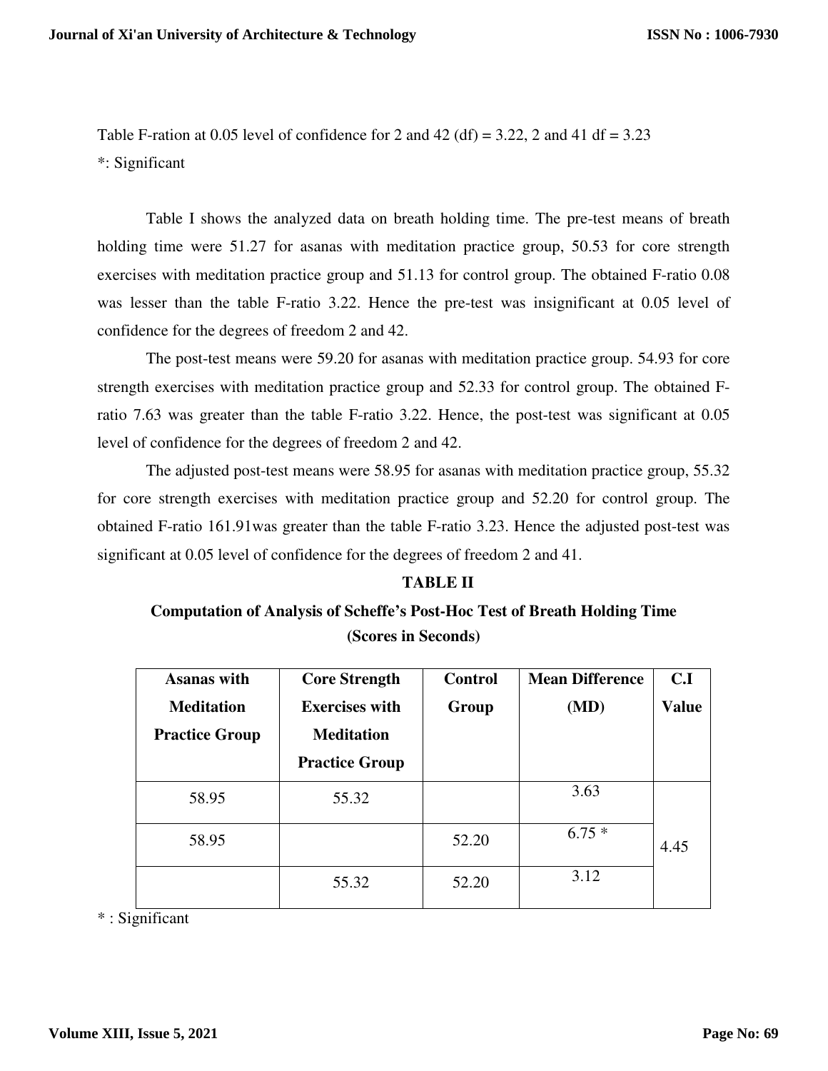Table F-ration at 0.05 level of confidence for 2 and 42 (df) = 3.22, 2 and 41 df = 3.23

*: Significant

Table I shows the analyzed data on breath holding time. The pre-test means of breath holding time were 51.27 for asanas with meditation practice group, 50.53 for core strength exercises with meditation practice group and 51.13 for control group. The obtained F-ratio 0.08 was lesser than the table F-ratio 3.22. Hence the pre-test was insignificant at 0.05 level of confidence for the degrees of freedom 2 and 42.

The post-test means were 59.20 for asanas with meditation practice group. 54.93 for core strength exercises with meditation practice group and 52.33 for control group. The obtained F-ratio 7.63 was greater than the table F-ratio 3.22. Hence, the post-test was significant at 0.05 level of confidence for the degrees of freedom 2 and 42.

The adjusted post-test means were 58.95 for asanas with meditation practice group, 55.32 for core strength exercises with meditation practice group and 52.20 for control group. The obtained F-ratio 161.91was greater than the table F-ratio 3.23. Hence the adjusted post-test was significant at 0.05 level of confidence for the degrees of freedom 2 and 41.

**TABLE II**

**Computation of Analysis of Scheffe's Post-Hoc Test of Breath Holding Time (Scores in Seconds)**

| Asanas with Meditation Practice Group | Core Strength Exercises with Meditation Practice Group | Control Group | Mean Difference (MD) | C.I Value |
|---|---|---|---|---|
| 58.95 | 55.32 | | 3.63 | |
| 58.95 | | 52.20 | 6.75 * | 4.45 |
| | 55.32 | 52.20 | 3.12 | |

* : Significant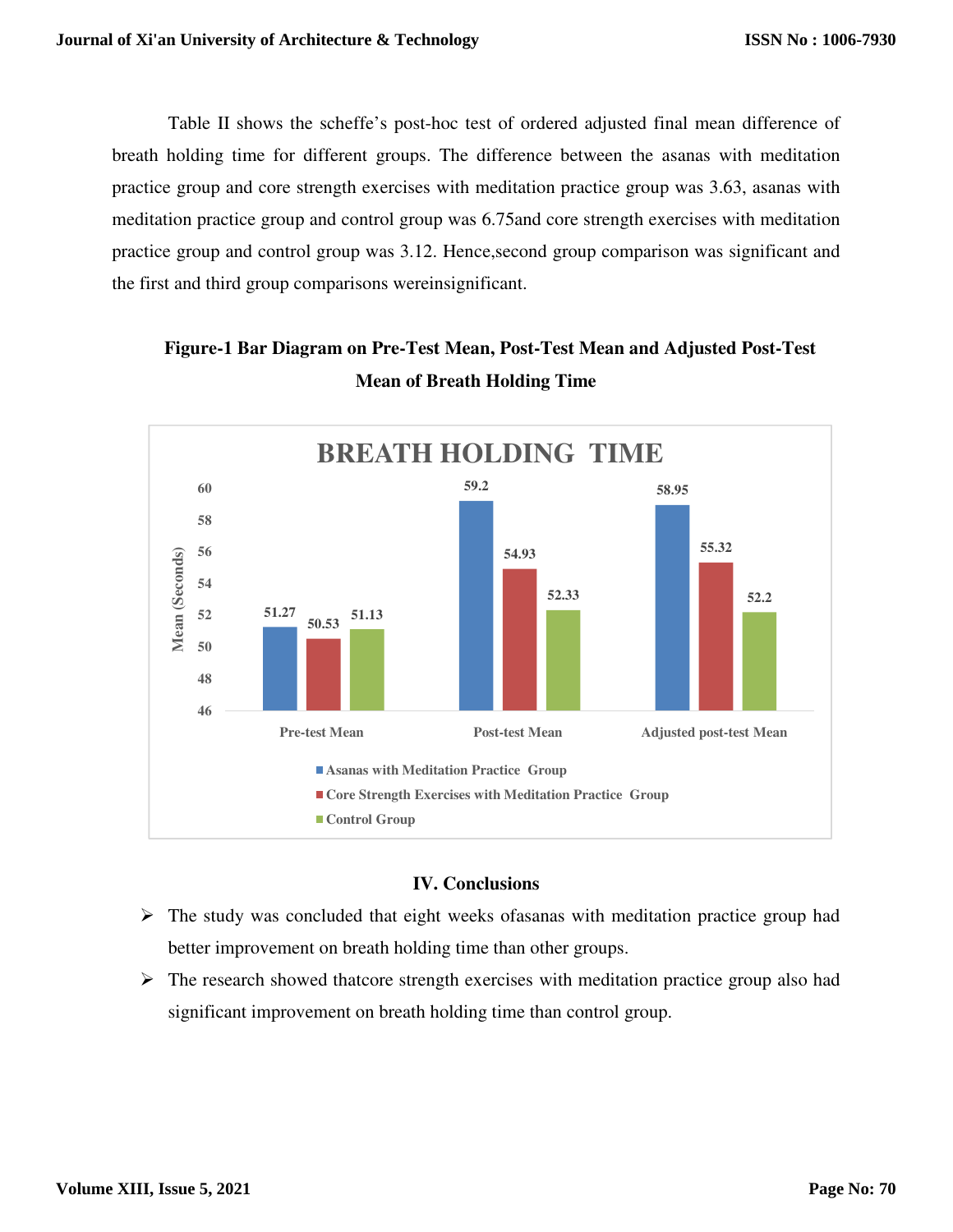Table II shows the scheffe's post-hoc test of ordered adjusted final mean difference of breath holding time for different groups. The difference between the asanas with meditation practice group and core strength exercises with meditation practice group was 3.63, asanas with meditation practice group and control group was 6.75and core strength exercises with meditation practice group and control group was 3.12. Hence,second group comparison was significant and the first and third group comparisons wereinsignificant.

**Figure-1 Bar Diagram on Pre-Test Mean, Post-Test Mean and Adjusted Post-Test Mean of Breath Holding Time**

| BREATH HOLDING TIME (Mean (Seconds)) | Pre-test Mean | Post-test Mean | Adjusted post-test Mean |
|---|---|---|---|
| Asanas with Meditation Practice Group | 51.27 | 59.2 | 58.95 |
| Core Strength Exercises with Meditation Practice Group | 50.53 | 54.93 | 55.32 |
| Control Group | 51.13 | 52.33 | 52.2 |

## IV. Conclusions

- The study was concluded that eight weeks ofasanas with meditation practice group had better improvement on breath holding time than other groups.
- The research showed thatcore strength exercises with meditation practice group also had significant improvement on breath holding time than control group.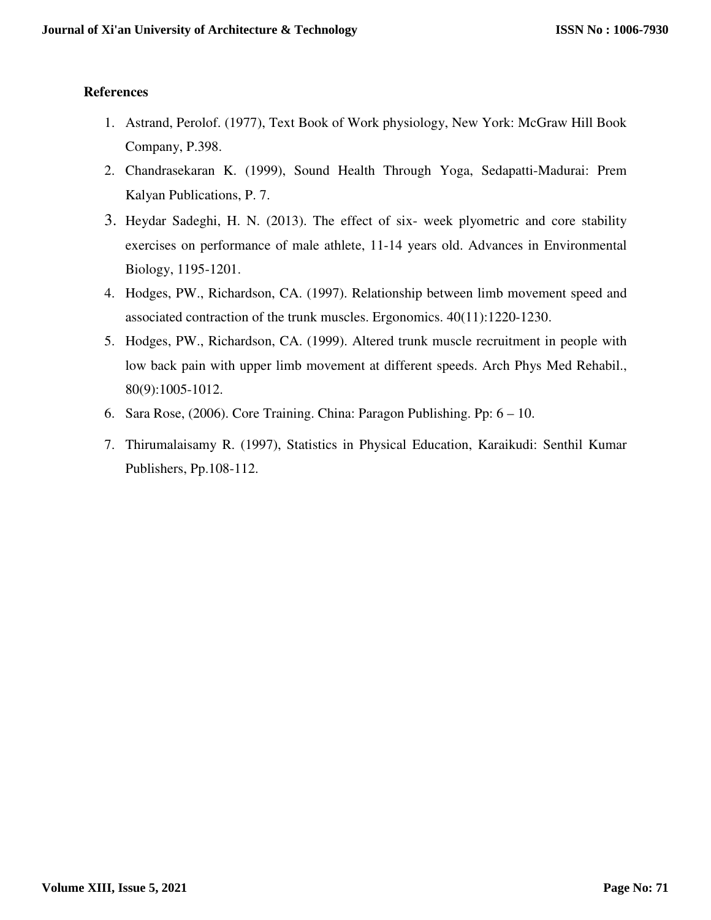**References**

1. Astrand, Perolof. (1977), Text Book of Work physiology, New York: McGraw Hill Book Company, P.398.
2. Chandrasekaran K. (1999), Sound Health Through Yoga, Sedapatti-Madurai: Prem Kalyan Publications, P. 7.
3. Heydar Sadeghi, H. N. (2013). The effect of six- week plyometric and core stability exercises on performance of male athlete, 11-14 years old. Advances in Environmental Biology, 1195-1201.
4. Hodges, PW., Richardson, CA. (1997). Relationship between limb movement speed and associated contraction of the trunk muscles. Ergonomics. 40(11):1220-1230.
5. Hodges, PW., Richardson, CA. (1999). Altered trunk muscle recruitment in people with low back pain with upper limb movement at different speeds. Arch Phys Med Rehabil., 80(9):1005-1012.
6. Sara Rose, (2006). Core Training. China: Paragon Publishing. Pp: 6 – 10.
7. Thirumalaisamy R. (1997), Statistics in Physical Education, Karaikudi: Senthil Kumar Publishers, Pp.108-112.